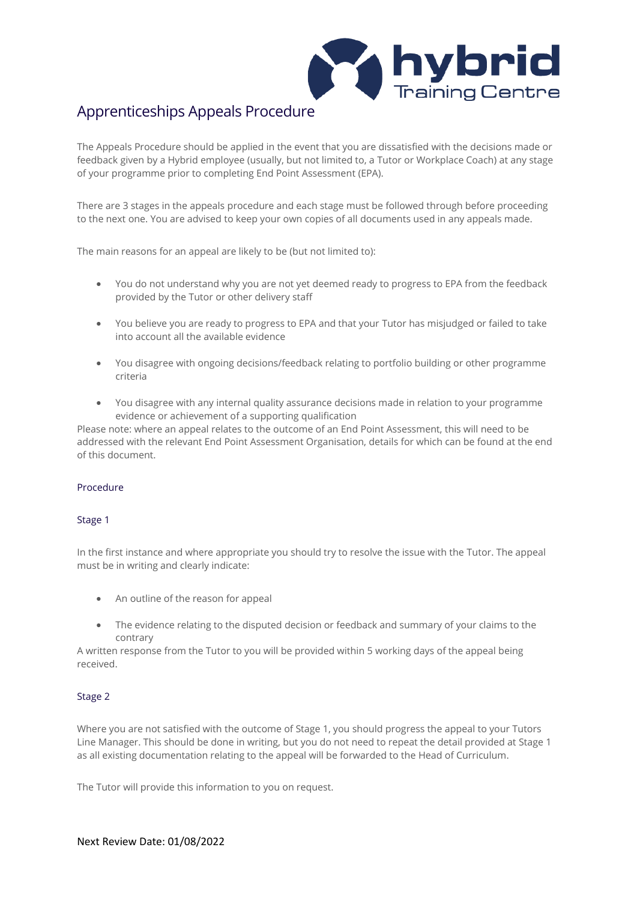# Apprenticeships Appeals Procedure

The Appeals Procedure should be applied in the event that you are dissatisfied with the decisions made or feedback given by a Hybrid employee (usually, but not limited to, a Tutor or Workplace Coach) at any stage of your programme prior to completing End Point Assessment (EPA).

There are 3 stages in the appeals procedure and each stage must be followed through before proceeding to the next one. You are advised to keep your own copies of all documents used in any appeals made.

The main reasons for an appeal are likely to be (but not limited to):

- You do not understand why you are not yet deemed ready to progress to EPA from the feedback provided by the Tutor or other delivery staff
- You believe you are ready to progress to EPA and that your Tutor has misjudged or failed to take into account all the available evidence
- You disagree with ongoing decisions/feedback relating to portfolio building or other programme criteria
- You disagree with any internal quality assurance decisions made in relation to your programme evidence or achievement of a supporting qualification

Please note: where an appeal relates to the outcome of an End Point Assessment, this will need to be addressed with the relevant End Point Assessment Organisation, details for which can be found at the end of this document.

## Procedure

### Stage 1

In the first instance and where appropriate you should try to resolve the issue with the Tutor. The appeal must be in writing and clearly indicate:

- An outline of the reason for appeal
- The evidence relating to the disputed decision or feedback and summary of your claims to the contrary

A written response from the Tutor to you will be provided within 5 working days of the appeal being received.

### Stage 2

Where you are not satisfied with the outcome of Stage 1, you should progress the appeal to your Tutors Line Manager. This should be done in writing, but you do not need to repeat the detail provided at Stage 1 as all existing documentation relating to the appeal will be forwarded to the Head of Curriculum.

The Tutor will provide this information to you on request.

Next Review Date: 01/08/2022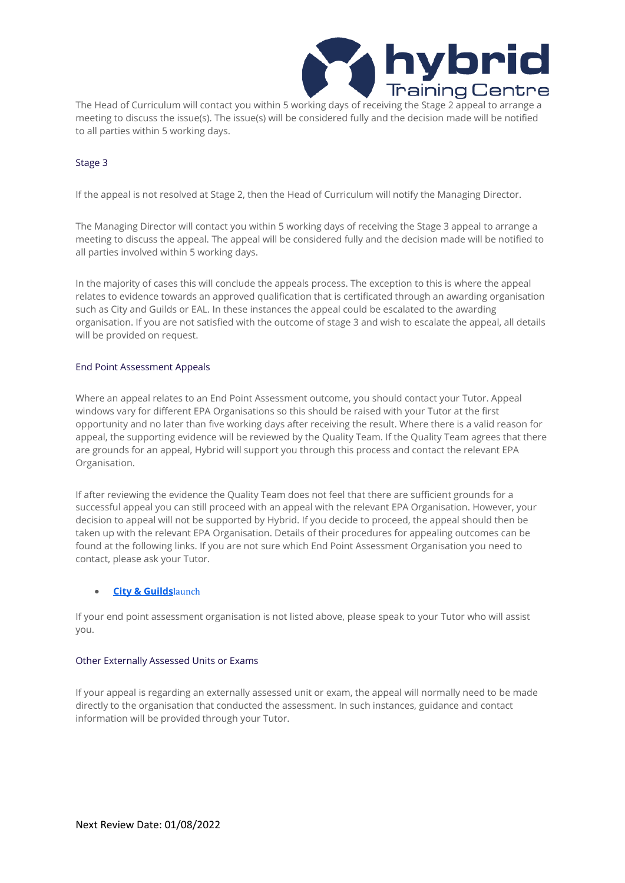The Head of Curriculum will contact you within 5 working days of receiving the Stage 2 appeal to arrange a meeting to discuss the issue(s). The issue(s) will be considered fully and the decision made will be notified to all parties within 5 working days.

### Stage 3

If the appeal is not resolved at Stage 2, then the Head of Curriculum will notify the Managing Director.

The Managing Director will contact you within 5 working days of receiving the Stage 3 appeal to arrange a meeting to discuss the appeal. The appeal will be considered fully and the decision made will be notified to all parties involved within 5 working days.

In the majority of cases this will conclude the appeals process. The exception to this is where the appeal relates to evidence towards an approved qualification that is certificated through an awarding organisation such as City and Guilds or EAL. In these instances the appeal could be escalated to the awarding organisation. If you are not satisfied with the outcome of stage 3 and wish to escalate the appeal, all details will be provided on request.

### End Point Assessment Appeals

Where an appeal relates to an End Point Assessment outcome, you should contact your Tutor. Appeal windows vary for different EPA Organisations so this should be raised with your Tutor at the first opportunity and no later than five working days after receiving the result. Where there is a valid reason for appeal, the supporting evidence will be reviewed by the Quality Team. If the Quality Team agrees that there are grounds for an appeal, Hybrid will support you through this process and contact the relevant EPA Organisation.

If after reviewing the evidence the Quality Team does not feel that there are sufficient grounds for a successful appeal you can still proceed with an appeal with the relevant EPA Organisation. However, your decision to appeal will not be supported by Hybrid. If you decide to proceed, the appeal should then be taken up with the relevant EPA Organisation. Details of their procedures for appealing outcomes can be found at the following links. If you are not sure which End Point Assessment Organisation you need to contact, please ask your Tutor.

- **City & Guilds**launch

If your end point assessment organisation is not listed above, please speak to your Tutor who will assist you.

### Other Externally Assessed Units or Exams

If your appeal is regarding an externally assessed unit or exam, the appeal will normally need to be made directly to the organisation that conducted the assessment. In such instances, guidance and contact information will be provided through your Tutor.

Next Review Date: 01/08/2022